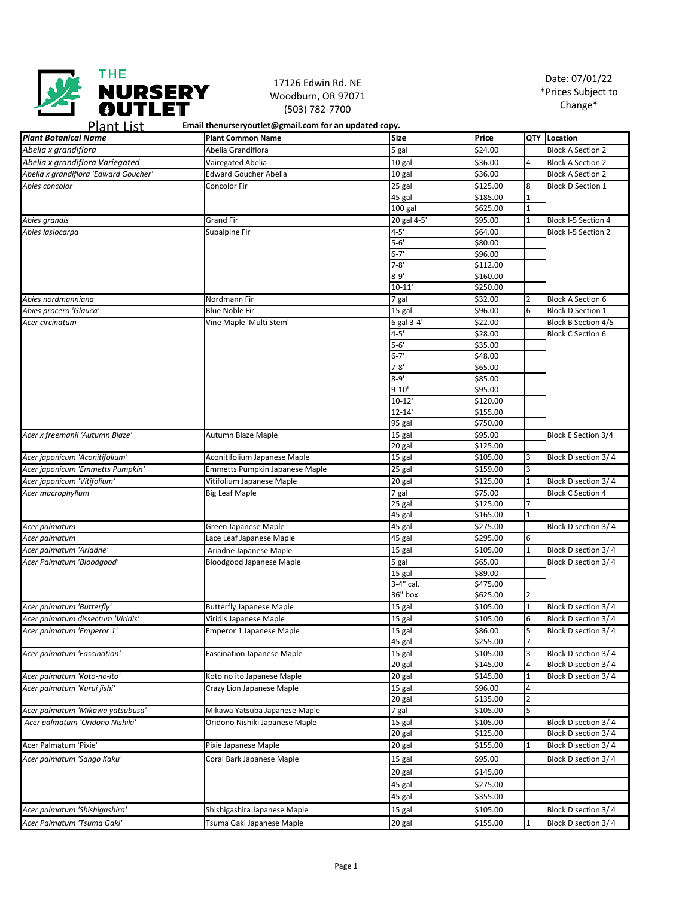THE NURSERY OUTLET

17126 Edwin Rd. NE
Woodburn, OR 97071
(503) 782-7700

Date: 07/01/22
*Prices Subject to Change*

Plant List

**Email thenurseryoutlet@gmail.com for an updated copy.**

| *Plant Botanical Name* | Plant Common Name | Size | Price | QTY | Location |
|---|---|---|---|---|---|
| *Abelia x grandiflora* | Abelia Grandiflora | 5 gal | $24.00 | | Block A Section 2 |
| *Abelia x grandiflora Variegated* | Vairegated Abelia | 10 gal | $36.00 | 4 | Block A Section 2 |
| *Abelia x grandiflora 'Edward Goucher'* | Edward Goucher Abelia | 10 gal | $36.00 | | Block A Section 2 |
| *Abies concolor* | Concolor Fir | 25 gal | $125.00 | 8 | Block D Section 1 |
| | | 45 gal | $185.00 | 1 | |
| | | 100 gal | $625.00 | 1 | |
| *Abies grandis* | Grand Fir | 20 gal 4-5' | $95.00 | 1 | Block I-5 Section 4 |
| *Abies lasiocarpa* | Subalpine Fir | 4-5' | $64.00 | | Block I-5 Section 2 |
| | | 5-6' | $80.00 | | |
| | | 6-7' | $96.00 | | |
| | | 7-8' | $112.00 | | |
| | | 8-9' | $160.00 | | |
| | | 10-11' | $250.00 | | |
| *Abies nordmanniana* | Nordmann Fir | 7 gal | $32.00 | 2 | Block A Section 6 |
| *Abies procera 'Glauca'* | Blue Noble Fir | 15 gal | $96.00 | 6 | Block D Section 1 |
| *Acer circinatum* | Vine Maple 'Multi Stem' | 6 gal 3-4' | $22.00 | | Block B Section 4/5 |
| | | 4-5' | $28.00 | | Block C Section 6 |
| | | 5-6' | $35.00 | | |
| | | 6-7' | $48.00 | | |
| | | 7-8' | $65.00 | | |
| | | 8-9' | $85.00 | | |
| | | 9-10' | $95.00 | | |
| | | 10-12' | $120.00 | | |
| | | 12-14' | $155.00 | | |
| | | 95 gal | $750.00 | | |
| *Acer x freemanii 'Autumn Blaze'* | Autumn Blaze Maple | 15 gal | $95.00 | | Block E Section 3/4 |
| | | 20 gal | $125.00 | | |
| *Acer japonicum 'Aconitifolium'* | Aconitifolium Japanese Maple | 15 gal | $105.00 | 3 | Block D section 3/ 4 |
| *Acer japonicum 'Emmetts Pumpkin'* | Emmetts Pumpkin Japanese Maple | 25 gal | $159.00 | 3 | |
| *Acer japonicum 'Vitifolium'* | Vitifolium Japanese Maple | 20 gal | $125.00 | 1 | Block D section 3/ 4 |
| *Acer macrophyllum* | Big Leaf Maple | 7 gal | $75.00 | | Block C Section 4 |
| | | 25 gal | $125.00 | 7 | |
| | | 45 gal | $165.00 | 1 | |
| *Acer palmatum* | Green Japanese Maple | 45 gal | $275.00 | | Block D section 3/ 4 |
| *Acer palmatum* | Lace Leaf Japanese Maple | 45 gal | $295.00 | 6 | |
| *Acer palmatum 'Ariadne'* | Ariadne Japanese Maple | 15 gal | $105.00 | 1 | Block D section 3/ 4 |
| *Acer Palmatum 'Bloodgood'* | Bloodgood Japanese Maple | 5 gal | $65.00 | | Block D section 3/ 4 |
| | | 15 gal | $89.00 | | |
| | | 3-4" cal. | $475.00 | | |
| | | 36" box | $625.00 | 2 | |
| *Acer palmatum 'Butterfly'* | Butterfly Japanese Maple | 15 gal | $105.00 | 1 | Block D section 3/ 4 |
| *Acer palmatum dissectum 'Viridis'* | Viridis Japanese Maple | 15 gal | $105.00 | 6 | Block D section 3/ 4 |
| *Acer palmatum 'Emperor 1'* | Emperor 1 Japanese Maple | 15 gal | $86.00 | 5 | Block D section 3/ 4 |
| | | 45 gal | $255.00 | 7 | |
| *Acer palmatum 'Fascination'* | Fascination Japanese Maple | 15 gal | $105.00 | 3 | Block D section 3/ 4 |
| | | 20 gal | $145.00 | 4 | Block D section 3/ 4 |
| *Acer palmatum 'Koto-no-ito'* | Koto no ito Japanese Maple | 20 gal | $145.00 | 1 | Block D section 3/ 4 |
| *Acer palmatum 'Kurui jishi'* | Crazy Lion Japanese Maple | 15 gal | $96.00 | 4 | |
| | | 20 gal | $135.00 | 2 | |
| *Acer palmatum 'Mikawa yatsubusa'* | Mikawa Yatsuba Japanese Maple | 7 gal | $105.00 | 5 | |
| *Acer palmatum 'Oridono Nishiki'* | Oridono Nishiki Japanese Maple | 15 gal | $105.00 | | Block D section 3/ 4 |
| | | 20 gal | $125.00 | | Block D section 3/ 4 |
| Acer Palmatum 'Pixie' | Pixie Japanese Maple | 20 gal | $155.00 | 1 | Block D section 3/ 4 |
| *Acer palmatum 'Sango Kaku'* | Coral Bark Japanese Maple | 15 gal | $95.00 | | Block D section 3/ 4 |
| | | 20 gal | $145.00 | | |
| | | 45 gal | $275.00 | | |
| | | 45 gal | $355.00 | | |
| *Acer palmatum 'Shishigashira'* | Shishigashira Japanese Maple | 15 gal | $105.00 | | Block D section 3/ 4 |
| *Acer Palmatum 'Tsuma Gaki'* | Tsuma Gaki Japanese Maple | 20 gal | $155.00 | 1 | Block D section 3/ 4 |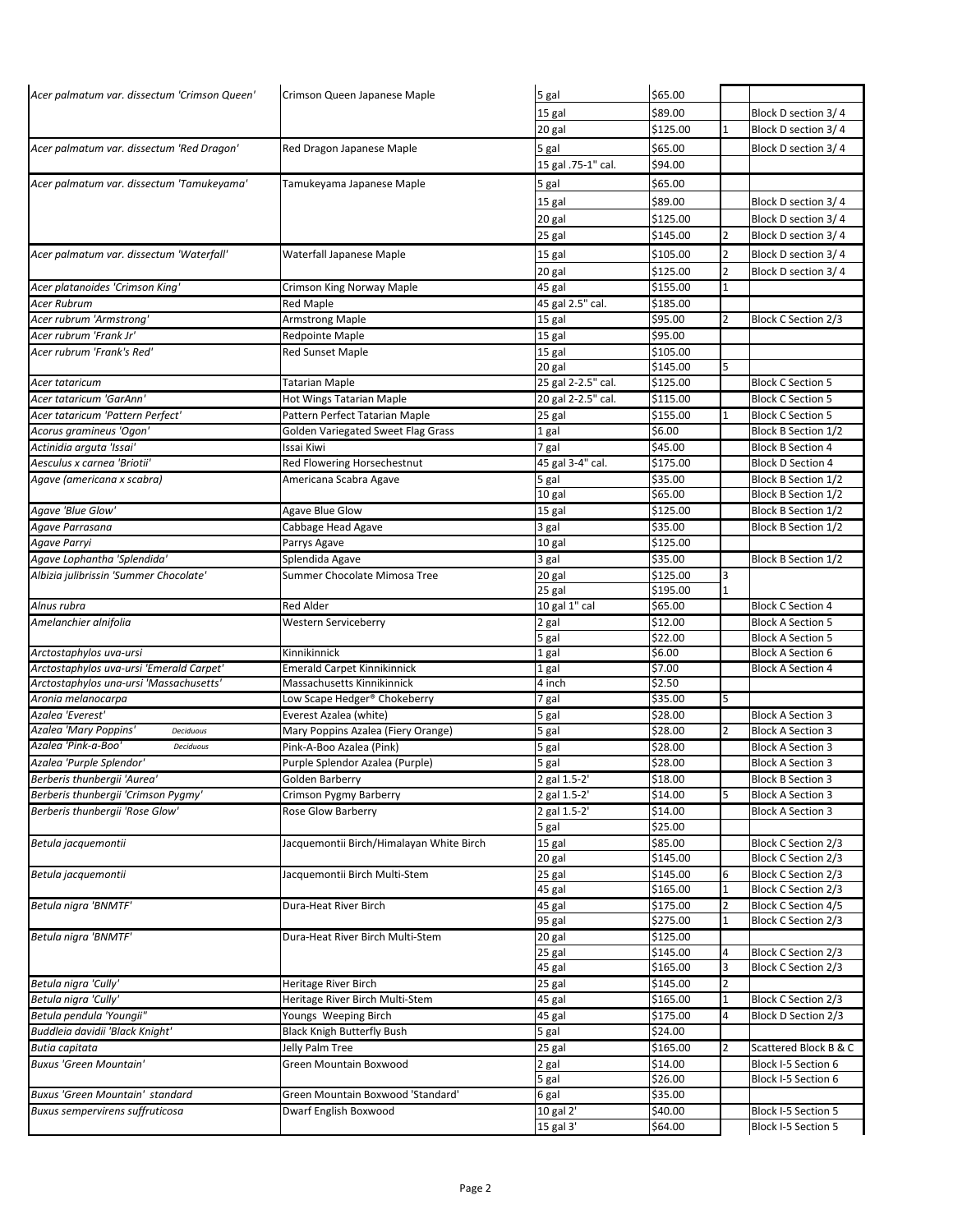| | | | | | |
|---|---|---|---|---|---|
| *Acer palmatum var. dissectum 'Crimson Queen'* | Crimson Queen Japanese Maple | 5 gal | $65.00 | | |
| | | 15 gal | $89.00 | | Block D section 3/ 4 |
| | | 20 gal | $125.00 | 1 | Block D section 3/ 4 |
| *Acer palmatum var. dissectum 'Red Dragon'* | Red Dragon Japanese Maple | 5 gal | $65.00 | | Block D section 3/ 4 |
| | | 15 gal .75-1" cal. | $94.00 | | |
| *Acer palmatum var. dissectum 'Tamukeyama'* | Tamukeyama Japanese Maple | 5 gal | $65.00 | | |
| | | 15 gal | $89.00 | | Block D section 3/ 4 |
| | | 20 gal | $125.00 | | Block D section 3/ 4 |
| | | 25 gal | $145.00 | 2 | Block D section 3/ 4 |
| *Acer palmatum var. dissectum 'Waterfall'* | Waterfall Japanese Maple | 15 gal | $105.00 | 2 | Block D section 3/ 4 |
| | | 20 gal | $125.00 | 2 | Block D section 3/ 4 |
| *Acer platanoides 'Crimson King'* | Crimson King Norway Maple | 45 gal | $155.00 | 1 | |
| *Acer Rubrum* | Red Maple | 45 gal 2.5" cal. | $185.00 | | |
| *Acer rubrum 'Armstrong'* | Armstrong Maple | 15 gal | $95.00 | 2 | Block C Section 2/3 |
| *Acer rubrum 'Frank Jr'* | Redpointe Maple | 15 gal | $95.00 | | |
| *Acer rubrum 'Frank's Red'* | Red Sunset Maple | 15 gal | $105.00 | | |
| | | 20 gal | $145.00 | 5 | |
| *Acer tataricum* | Tatarian Maple | 25 gal 2-2.5" cal. | $125.00 | | Block C Section 5 |
| *Acer tataricum 'GarAnn'* | Hot Wings Tatarian Maple | 20 gal 2-2.5" cal. | $115.00 | | Block C Section 5 |
| *Acer tataricum 'Pattern Perfect'* | Pattern Perfect Tatarian Maple | 25 gal | $155.00 | 1 | Block C Section 5 |
| *Acorus gramineus 'Ogon'* | Golden Variegated Sweet Flag Grass | 1 gal | $6.00 | | Block B Section 1/2 |
| *Actinidia arguta 'Issai'* | Issai Kiwi | 7 gal | $45.00 | | Block B Section 4 |
| *Aesculus x carnea 'Briotii'* | Red Flowering Horsechestnut | 45 gal 3-4" cal. | $175.00 | | Block D Section 4 |
| *Agave (americana x scabra)* | Americana Scabra Agave | 5 gal | $35.00 | | Block B Section 1/2 |
| | | 10 gal | $65.00 | | Block B Section 1/2 |
| *Agave 'Blue Glow'* | Agave Blue Glow | 15 gal | $125.00 | | Block B Section 1/2 |
| *Agave Parrasana* | Cabbage Head Agave | 3 gal | $35.00 | | Block B Section 1/2 |
| *Agave Parryi* | Parrys Agave | 10 gal | $125.00 | | |
| *Agave Lophantha 'Splendida'* | Splendida Agave | 3 gal | $35.00 | | Block B Section 1/2 |
| *Albizia julibrissin 'Summer Chocolate'* | Summer Chocolate Mimosa Tree | 20 gal | $125.00 | 3 | |
| | | 25 gal | $195.00 | 1 | |
| *Alnus rubra* | Red Alder | 10 gal 1" cal | $65.00 | | Block C Section 4 |
| *Amelanchier alnifolia* | Western Serviceberry | 2 gal | $12.00 | | Block A Section 5 |
| | | 5 gal | $22.00 | | Block A Section 5 |
| *Arctostaphylos uva-ursi* | Kinnikinnick | 1 gal | $6.00 | | Block A Section 6 |
| *Arctostaphylos uva-ursi 'Emerald Carpet'* | Emerald Carpet Kinnikinnick | 1 gal | $7.00 | | Block A Section 4 |
| *Arctostaphylos una-ursi 'Massachusetts'* | Massachusetts Kinnikinnick | 4 inch | $2.50 | | |
| *Aronia melanocarpa* | Low Scape Hedger® Chokeberry | 7 gal | $35.00 | 5 | |
| *Azalea 'Everest'* | Everest Azalea (white) | 5 gal | $28.00 | | Block A Section 3 |
| *Azalea 'Mary Poppins'* *Deciduous* | Mary Poppins Azalea (Fiery Orange) | 5 gal | $28.00 | 2 | Block A Section 3 |
| *Azalea 'Pink-a-Boo'* *Deciduous* | Pink-A-Boo Azalea (Pink) | 5 gal | $28.00 | | Block A Section 3 |
| *Azalea 'Purple Splendor'* | Purple Splendor Azalea (Purple) | 5 gal | $28.00 | | Block A Section 3 |
| *Berberis thunbergii 'Aurea'* | Golden Barberry | 2 gal 1.5-2' | $18.00 | | Block B Section 3 |
| *Berberis thunbergii 'Crimson Pygmy'* | Crimson Pygmy Barberry | 2 gal 1.5-2' | $14.00 | 5 | Block A Section 3 |
| *Berberis thunbergii 'Rose Glow'* | Rose Glow Barberry | 2 gal 1.5-2' | $14.00 | | Block A Section 3 |
| | | 5 gal | $25.00 | | |
| *Betula jacquemontii* | Jacquemontii Birch/Himalayan White Birch | 15 gal | $85.00 | | Block C Section 2/3 |
| | | 20 gal | $145.00 | | Block C Section 2/3 |
| *Betula jacquemontii* | Jacquemontii Birch Multi-Stem | 25 gal | $145.00 | 6 | Block C Section 2/3 |
| | | 45 gal | $165.00 | 1 | Block C Section 2/3 |
| *Betula nigra 'BNMTF'* | Dura-Heat River Birch | 45 gal | $175.00 | 2 | Block C Section 4/5 |
| | | 95 gal | $275.00 | 1 | Block C Section 2/3 |
| *Betula nigra 'BNMTF'* | Dura-Heat River Birch Multi-Stem | 20 gal | $125.00 | | |
| | | 25 gal | $145.00 | 4 | Block C Section 2/3 |
| | | 45 gal | $165.00 | 3 | Block C Section 2/3 |
| *Betula nigra 'Cully'* | Heritage River Birch | 25 gal | $145.00 | 2 | |
| *Betula nigra 'Cully'* | Heritage River Birch Multi-Stem | 45 gal | $165.00 | 1 | Block C Section 2/3 |
| *Betula pendula 'Youngii"* | Youngs Weeping Birch | 45 gal | $175.00 | 4 | Block D Section 2/3 |
| *Buddleia davidii 'Black Knight'* | Black Knigh Butterfly Bush | 5 gal | $24.00 | | |
| *Butia capitata* | Jelly Palm Tree | 25 gal | $165.00 | 2 | Scattered Block B & C |
| *Buxus 'Green Mountain'* | Green Mountain Boxwood | 2 gal | $14.00 | | Block I-5 Section 6 |
| | | 5 gal | $26.00 | | Block I-5 Section 6 |
| *Buxus 'Green Mountain' standard* | Green Mountain Boxwood 'Standard' | 6 gal | $35.00 | | |
| *Buxus sempervirens suffruticosa* | Dwarf English Boxwood | 10 gal 2' | $40.00 | | Block I-5 Section 5 |
| | | 15 gal 3' | $64.00 | | Block I-5 Section 5 |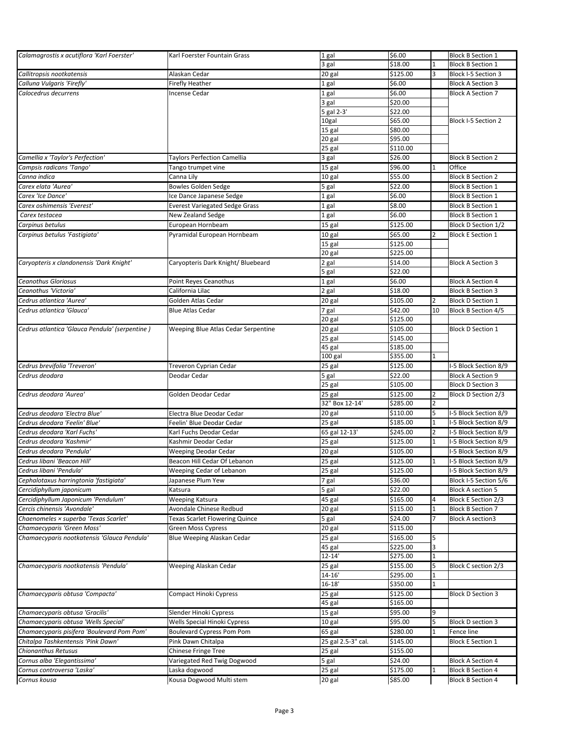| | | | | | |
|---|---|---|---|---|---|
| *Calamagrostis x acutiflora 'Karl Foerster'* | Karl Foerster Fountain Grass | 1 gal | $6.00 | | Block B Section 1 |
| | | 3 gal | $18.00 | 1 | Block B Section 1 |
| *Callitropsis nootkatensis* | Alaskan Cedar | 20 gal | $125.00 | 3 | Block I-5 Section 3 |
| *Calluna Vulgaris 'Firefly'* | Firefly Heather | 1 gal | $6.00 | | Block A Section 3 |
| *Calocedrus decurrens* | Incense Cedar | 1 gal | $6.00 | | Block A Section 7 |
| | | 3 gal | $20.00 | | |
| | | 5 gal 2-3' | $22.00 | | |
| | | 10gal | $65.00 | | Block I-5 Section 2 |
| | | 15 gal | $80.00 | | |
| | | 20 gal | $95.00 | | |
| | | 25 gal | $110.00 | | |
| *Camellia x 'Taylor's Perfection'* | Taylors Perfection Camellia | 3 gal | $26.00 | | Block B Section 2 |
| *Campsis radicans 'Tango'* | Tango trumpet vine | 15 gal | $96.00 | 1 | Office |
| *Canna indica* | Canna Lily | 10 gal | $55.00 | | Block B Section 2 |
| *Carex elata 'Aurea'* | Bowles Golden Sedge | 5 gal | $22.00 | | Block B Section 1 |
| *Carex 'Ice Dance'* | Ice Dance Japanese Sedge | 1 gal | $6.00 | | Block B Section 1 |
| *Carex oshimensis 'Everest'* | Everest Variegated Sedge Grass | 1 gal | $8.00 | | Block B Section 1 |
| *Carex testacea* | New Zealand Sedge | 1 gal | $6.00 | | Block B Section 1 |
| *Carpinus betulus* | European Hornbeam | 15 gal | $125.00 | | Block D Section 1/2 |
| *Carpinus betulus 'Fastigiata'* | Pyramidal European Hornbeam | 10 gal | $65.00 | 2 | Block E Section 1 |
| | | 15 gal | $125.00 | | |
| | | 20 gal | $225.00 | | |
| *Caryopteris x clandonensis 'Dark Knight'* | Caryopteris Dark Knight/ Bluebeard | 2 gal | $14.00 | | Block A Section 3 |
| | | 5 gal | $22.00 | | |
| *Ceanothus Gloriosus* | Point Reyes Ceanothus | 1 gal | $6.00 | | Block A Section 4 |
| *Ceanothus 'Victoria'* | California Lilac | 2 gal | $18.00 | | Block B Section 3 |
| *Cedrus atlantica 'Aurea'* | Golden Atlas Cedar | 20 gal | $105.00 | 2 | Block D Section 1 |
| *Cedrus atlantica 'Glauca'* | Blue Atlas Cedar | 7 gal | $42.00 | 10 | Block B Section 4/5 |
| | | 20 gal | $125.00 | | |
| *Cedrus atlantica 'Glauca Pendula' (serpentine )* | Weeping Blue Atlas Cedar Serpentine | 20 gal | $105.00 | | Block D Section 1 |
| | | 25 gal | $145.00 | | |
| | | 45 gal | $185.00 | | |
| | | 100 gal | $355.00 | 1 | |
| *Cedrus brevifolia 'Treveron'* | Treveron Cyprian Cedar | 25 gal | $125.00 | | I-5 Block Section 8/9 |
| *Cedrus deodara* | Deodar Cedar | 5 gal | $22.00 | | Block A Section 9 |
| | | 25 gal | $105.00 | | Block D Section 3 |
| *Cedrus deodara 'Aurea'* | Golden Deodar Cedar | 25 gal | $125.00 | 2 | Block D Section 2/3 |
| | | 32" Box 12-14' | $285.00 | 2 | |
| *Cedrus deodara 'Electra Blue'* | Electra Blue Deodar Cedar | 20 gal | $110.00 | 5 | I-5 Block Section 8/9 |
| *Cedrus deodara 'Feelin' Blue'* | Feelin' Blue Deodar Cedar | 25 gal | $185.00 | 1 | I-5 Block Section 8/9 |
| *Cedrus deodara 'Karl Fuchs'* | Karl Fuchs Deodar Cedar | 65 gal 12-13' | $245.00 | 2 | I-5 Block Section 8/9 |
| *Cedrus deodara 'Kashmir'* | Kashmir Deodar Cedar | 25 gal | $125.00 | 1 | I-5 Block Section 8/9 |
| *Cedrus deodara 'Pendula'* | Weeping Deodar Cedar | 20 gal | $105.00 | | I-5 Block Section 8/9 |
| *Cedrus libani 'Beacon Hill'* | Beacon Hill Cedar Of Lebanon | 25 gal | $125.00 | 1 | I-5 Block Section 8/9 |
| *Cedrus libani 'Pendula'* | Weeping Cedar of Lebanon | 25 gal | $125.00 | | I-5 Block Section 8/9 |
| *Cephalotaxus harringtonia 'fastigiata'* | Japanese Plum Yew | 7 gal | $36.00 | | Block I-5 Section 5/6 |
| *Cercidiphyllum japonicum* | Katsura | 5 gal | $22.00 | | Block A section 5 |
| *Cercidiphyllum Japonicum 'Pendulum'* | Weeping Katsura | 45 gal | $165.00 | 4 | Block E Section 2/3 |
| *Cercis chinensis 'Avondale'* | Avondale Chinese Redbud | 20 gal | $115.00 | 1 | Block B Section 7 |
| *Chaenomeles × superba 'Texas Scarlet'* | Texas Scarlet Flowering Quince | 5 gal | $24.00 | 7 | Block A section3 |
| *Chamaecyparis 'Green Moss'* | Green Moss Cypress | 20 gal | $115.00 | | |
| *Chamaecyparis nootkatensis 'Glauca Pendula'* | Blue Weeping Alaskan Cedar | 25 gal | $165.00 | 5 | |
| | | 45 gal | $225.00 | 3 | |
| | | 12-14' | $275.00 | 1 | |
| *Chamaecyparis nootkatensis 'Pendula'* | Weeping Alaskan Cedar | 25 gal | $155.00 | 5 | Block C section 2/3 |
| | | 14-16' | $295.00 | 1 | |
| | | 16-18' | $350.00 | 1 | |
| *Chamaecyparis obtusa 'Compacta'* | Compact Hinoki Cypress | 25 gal | $125.00 | | Block D Section 3 |
| | | 45 gal | $165.00 | | |
| *Chamaecyparis obtusa 'Gracilis'* | Slender Hinoki Cypress | 15 gal | $95.00 | 9 | |
| *Chamaecyparis obtusa 'Wells Special'* | Wells Special Hinoki Cypress | 10 gal | $95.00 | 5 | Block D section 3 |
| *Chamaecyparis pisifera 'Boulevard Pom Pom'* | Boulevard Cypress Pom Pom | 65 gal | $280.00 | 1 | Fence line |
| *Chitalpa Tashkentensis 'Pink Dawn'* | Pink Dawn Chitalpa | 25 gal 2.5-3" cal. | $145.00 | | Block E Section 1 |
| *Chionanthus Retusus* | Chinese Fringe Tree | 25 gal | $155.00 | | |
| *Cornus alba 'Elegantissima'* | Variegated Red Twig Dogwood | 5 gal | $24.00 | | Block A Section 4 |
| *Cornus controversa 'Laska'* | Laska dogwood | 25 gal | $175.00 | 1 | Block B Section 4 |
| *Cornus kousa* | Kousa Dogwood Multi stem | 20 gal | $85.00 | | Block B Section 4 |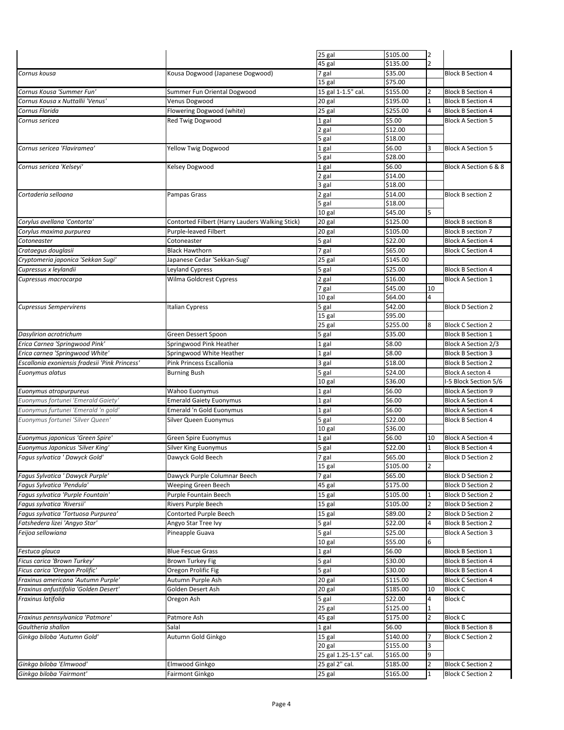| | | | | | |
|---|---|---|---|---|---|
| | | 25 gal | $105.00 | 2 | |
| | | 45 gal | $135.00 | 2 | |
| *Cornus kousa* | Kousa Dogwood (Japanese Dogwood) | 7 gal | $35.00 | | Block B Section 4 |
| | | 15 gal | $75.00 | | |
| *Cornus Kousa 'Summer Fun'* | Summer Fun Oriental Dogwood | 15 gal 1-1.5" cal. | $155.00 | 2 | Block B Section 4 |
| *Cornus Kousa x Nuttallii 'Venus'* | Venus Dogwood | 20 gal | $195.00 | 1 | Block B Section 4 |
| *Cornus Florida* | Flowering Dogwood (white) | 25 gal | $255.00 | 4 | Block B Section 4 |
| *Cornus sericea* | Red Twig Dogwood | 1 gal | $5.00 | | Block A Section 5 |
| | | 2 gal | $12.00 | | |
| | | 5 gal | $18.00 | | |
| *Cornus sericea 'Flaviramea'* | Yellow Twig Dogwood | 1 gal | $6.00 | 3 | Block A Section 5 |
| | | 5 gal | $28.00 | | |
| *Cornus sericea 'Kelseyi'* | Kelsey Dogwood | 1 gal | $6.00 | | Block A Section 6 & 8 |
| | | 2 gal | $14.00 | | |
| | | 3 gal | $18.00 | | |
| *Cortaderia selloana* | Pampas Grass | 2 gal | $14.00 | | Block B section 2 |
| | | 5 gal | $18.00 | | |
| | | 10 gal | $45.00 | 5 | |
| *Corylus avellana 'Contorta'* | Contorted Filbert (Harry Lauders Walking Stick) | 20 gal | $125.00 | | Block B section 8 |
| *Corylus maxima purpurea* | Purple-leaved Filbert | 20 gal | $105.00 | | Block B section 7 |
| *Cotoneaster* | Cotoneaster | 5 gal | $22.00 | | Block A Section 4 |
| *Crataegus douglasii* | Black Hawthorn | 7 gal | $65.00 | | Block C Section 4 |
| *Cryptomeria japonica 'Sekkan Sugi'* | Japanese Cedar 'Sekkan-Sugi' | 25 gal | $145.00 | | |
| *Cupressus x leylandii* | Leyland Cypress | 5 gal | $25.00 | | Block B Section 4 |
| *Cupressus macrocarpa* | Wilma Goldcrest Cypress | 2 gal | $16.00 | | Block A Section 1 |
| | | 7 gal | $45.00 | 10 | |
| | | 10 gal | $64.00 | 4 | |
| *Cupressus Sempervirens* | Italian Cypress | 5 gal | $42.00 | | Block D Section 2 |
| | | 15 gal | $95.00 | | |
| | | 25 gal | $255.00 | 8 | Block C Section 2 |
| *Dasylirion acrotrichum* | Green Dessert Spoon | 5 gal | $35.00 | | Block B Section 1 |
| *Erica Carnea 'Springwood Pink'* | Springwood Pink Heather | 1 gal | $8.00 | | Block A Section 2/3 |
| *Erica carnea 'Springwood White'* | Springwood White Heather | 1 gal | $8.00 | | Block B Section 3 |
| *Escallonia exoniensis fradesii 'Pink Princess'* | Pink Princess Escallonia | 3 gal | $18.00 | | Block B Section 2 |
| *Euonymus alatus* | Burning Bush | 5 gal | $24.00 | | Block A secton 4 |
| | | 10 gal | $36.00 | | I-5 Block Section 5/6 |
| *Euonymus atropurpureus* | Wahoo Euonymus | 1 gal | $6.00 | | Block A Section 9 |
| *Euonymus fortunei 'Emerald Gaiety'* | Emerald Gaiety Euonymus | 1 gal | $6.00 | | Block A Section 4 |
| *Euonymus fortunei 'Emerald 'n gold'* | Emerald 'n Gold Euonymus | 1 gal | $6.00 | | Block A Section 4 |
| *Euonymus fortunei 'Silver Queen'* | Silver Queen Euonymus | 5 gal | $22.00 | | Block B Section 4 |
| | | 10 gal | $36.00 | | |
| *Euonymus japonicus 'Green Spire'* | Green Spire Euonymus | 1 gal | $6.00 | 10 | Block A Section 4 |
| *Euonymus Japonicus 'Silver King'* | Silver King Euonymus | 5 gal | $22.00 | 1 | Block B Section 4 |
| *Fagus sylvatica ' Dawyck Gold'* | Dawyck Gold Beech | 7 gal | $65.00 | | Block D Section 2 |
| | | 15 gal | $105.00 | 2 | |
| *Fagus Sylvatica ' Dawyck Purple'* | Dawyck Purple Columnar Beech | 7 gal | $65.00 | | Block D Section 2 |
| *Fagus Sylvatica 'Pendula'* | Weeping Green Beech | 45 gal | $175.00 | | Block D Section 2 |
| *Fagus sylvatica 'Purple Fountain'* | Purple Fountain Beech | 15 gal | $105.00 | 1 | Block D Section 2 |
| *Fagus sylvatica 'Riversii'* | Rivers Purple Beech | 15 gal | $105.00 | 2 | Block D Section 2 |
| *Fagus sylvatica 'Tortuosa Purpurea'* | Contorted Purple Beech | 15 gal | $89.00 | 2 | Block D Section 2 |
| *Fatshedera lizei 'Angyo Star'* | Angyo Star Tree Ivy | 5 gal | $22.00 | 4 | Block B Section 2 |
| *Feijoa sellowiana* | Pineapple Guava | 5 gal | $25.00 | | Block A Section 3 |
| | | 10 gal | $55.00 | 6 | |
| *Festuca glauca* | Blue Fescue Grass | 1 gal | $6.00 | | Block B Section 1 |
| *Ficus carica 'Brown Turkey'* | Brown Turkey Fig | 5 gal | $30.00 | | Block B Section 4 |
| *Ficus carica 'Oregon Prolific'* | Oregon Prolific Fig | 5 gal | $30.00 | | Block B Section 4 |
| *Fraxinus americana 'Autumn Purple'* | Autumn Purple Ash | 20 gal | $115.00 | | Block C Section 4 |
| *Fraxinus anfustifolia 'Golden Desert'* | Golden Desert Ash | 20 gal | $185.00 | 10 | Block C |
| *Fraxinus latifolia* | Oregon Ash | 5 gal | $22.00 | 4 | Block C |
| | | 25 gal | $125.00 | 1 | |
| *Fraxinus pennsylvanica 'Patmore'* | Patmore Ash | 45 gal | $175.00 | 2 | Block C |
| *Gaultheria shallon* | Salal | 1 gal | $6.00 | | Block B Section 8 |
| *Ginkgo biloba 'Autumn Gold'* | Autumn Gold Ginkgo | 15 gal | $140.00 | 7 | Block C Section 2 |
| | | 20 gal | $155.00 | 3 | |
| | | 25 gal 1.25-1.5" cal. | $165.00 | 9 | |
| *Ginkgo biloba 'Elmwood'* | Elmwood Ginkgo | 25 gal 2" cal. | $185.00 | 2 | Block C Section 2 |
| *Ginkgo biloba 'Fairmont'* | Fairmont Ginkgo | 25 gal | $165.00 | 1 | Block C Section 2 |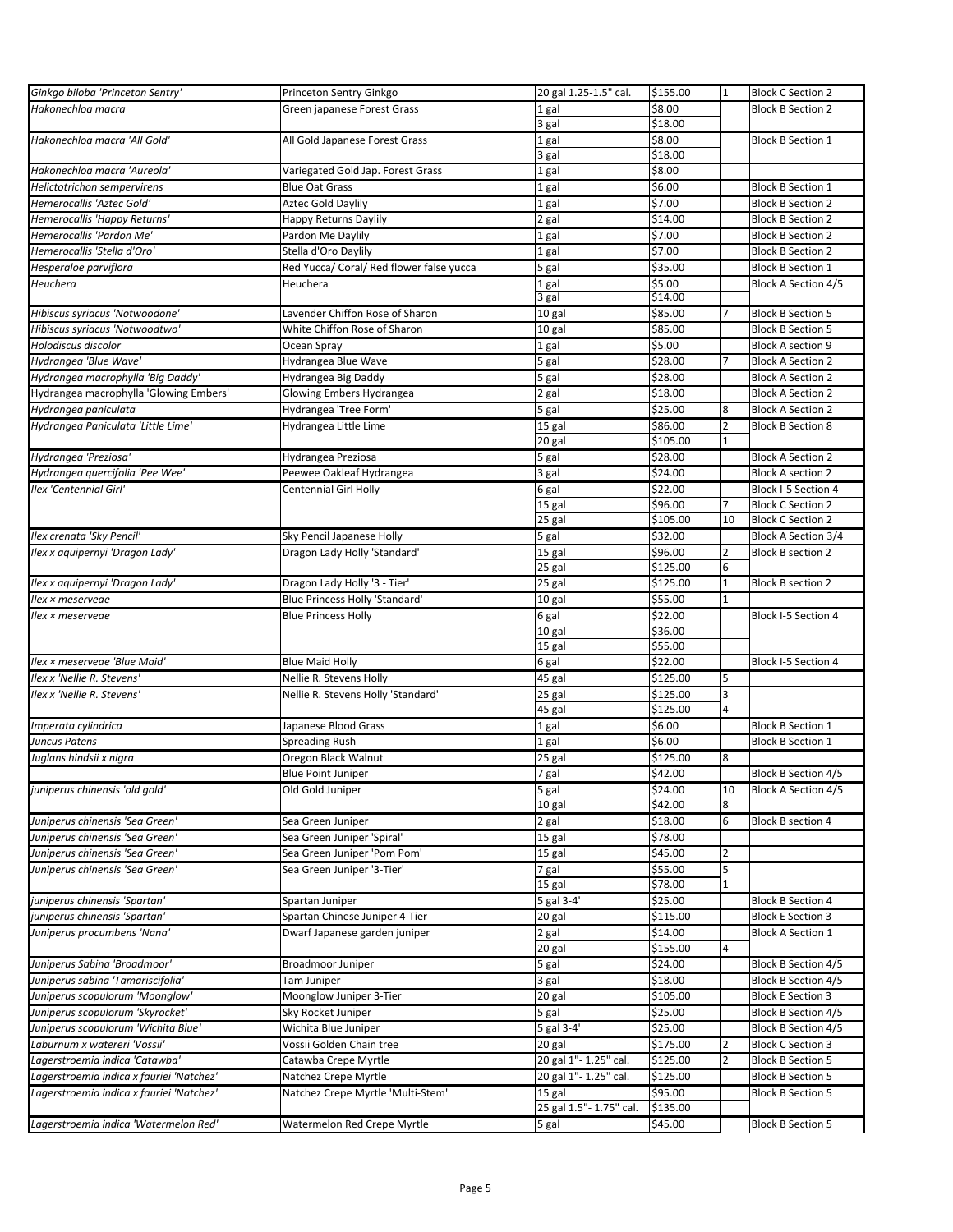| | | | | | |
|---|---|---|---|---|---|
| *Ginkgo biloba 'Princeton Sentry'* | Princeton Sentry Ginkgo | 20 gal 1.25-1.5" cal. | $155.00 | 1 | Block C Section 2 |
| *Hakonechloa macra* | Green japanese Forest Grass | 1 gal | $8.00 | | Block B Section 2 |
| | | 3 gal | $18.00 | | |
| *Hakonechloa macra 'All Gold'* | All Gold Japanese Forest Grass | 1 gal | $8.00 | | Block B Section 1 |
| | | 3 gal | $18.00 | | |
| *Hakonechloa macra 'Aureola'* | Variegated Gold Jap. Forest Grass | 1 gal | $8.00 | | |
| *Helictotrichon sempervirens* | Blue Oat Grass | 1 gal | $6.00 | | Block B Section 1 |
| *Hemerocallis 'Aztec Gold'* | Aztec Gold Daylily | 1 gal | $7.00 | | Block B Section 2 |
| *Hemerocallis 'Happy Returns'* | Happy Returns Daylily | 2 gal | $14.00 | | Block B Section 2 |
| *Hemerocallis 'Pardon Me'* | Pardon Me Daylily | 1 gal | $7.00 | | Block B Section 2 |
| *Hemerocallis 'Stella d'Oro'* | Stella d'Oro Daylily | 1 gal | $7.00 | | Block B Section 2 |
| *Hesperaloe parviflora* | Red Yucca/ Coral/ Red flower false yucca | 5 gal | $35.00 | | Block B Section 1 |
| *Heuchera* | Heuchera | 1 gal | $5.00 | | Block A Section 4/5 |
| | | 3 gal | $14.00 | | |
| *Hibiscus syriacus 'Notwoodone'* | Lavender Chiffon Rose of Sharon | 10 gal | $85.00 | 7 | Block B Section 5 |
| *Hibiscus syriacus 'Notwoodtwo'* | White Chiffon Rose of Sharon | 10 gal | $85.00 | | Block B Section 5 |
| *Holodiscus discolor* | Ocean Spray | 1 gal | $5.00 | | Block A section 9 |
| *Hydrangea 'Blue Wave'* | Hydrangea Blue Wave | 5 gal | $28.00 | 7 | Block A Section 2 |
| *Hydrangea macrophylla 'Big Daddy'* | Hydrangea Big Daddy | 5 gal | $28.00 | | Block A Section 2 |
| Hydrangea macrophylla 'Glowing Embers' | Glowing Embers Hydrangea | 2 gal | $18.00 | | Block A Section 2 |
| *Hydrangea paniculata* | Hydrangea 'Tree Form' | 5 gal | $25.00 | 8 | Block A Section 2 |
| *Hydrangea Paniculata 'Little Lime'* | Hydrangea Little Lime | 15 gal | $86.00 | 2 | Block B Section 8 |
| | | 20 gal | $105.00 | 1 | |
| *Hydrangea 'Preziosa'* | Hydrangea Preziosa | 5 gal | $28.00 | | Block A Section 2 |
| *Hydrangea quercifolia 'Pee Wee'* | Peewee Oakleaf Hydrangea | 3 gal | $24.00 | | Block A section 2 |
| *Ilex 'Centennial Girl'* | Centennial Girl Holly | 6 gal | $22.00 | | Block I-5 Section 4 |
| | | 15 gal | $96.00 | 7 | Block C Section 2 |
| | | 25 gal | $105.00 | 10 | Block C Section 2 |
| *Ilex crenata 'Sky Pencil'* | Sky Pencil Japanese Holly | 5 gal | $32.00 | | Block A Section 3/4 |
| *Ilex x aquipernyi 'Dragon Lady'* | Dragon Lady Holly 'Standard' | 15 gal | $96.00 | 2 | Block B section 2 |
| | | 25 gal | $125.00 | 6 | |
| *Ilex x aquipernyi 'Dragon Lady'* | Dragon Lady Holly '3 - Tier' | 25 gal | $125.00 | 1 | Block B section 2 |
| *Ilex × meserveae* | Blue Princess Holly 'Standard' | 10 gal | $55.00 | 1 | |
| *Ilex × meserveae* | Blue Princess Holly | 6 gal | $22.00 | | Block I-5 Section 4 |
| | | 10 gal | $36.00 | | |
| | | 15 gal | $55.00 | | |
| *Ilex × meserveae 'Blue Maid'* | Blue Maid Holly | 6 gal | $22.00 | | Block I-5 Section 4 |
| *Ilex x 'Nellie R. Stevens'* | Nellie R. Stevens Holly | 45 gal | $125.00 | 5 | |
| *Ilex x 'Nellie R. Stevens'* | Nellie R. Stevens Holly 'Standard' | 25 gal | $125.00 | 3 | |
| | | 45 gal | $125.00 | 4 | |
| *Imperata cylindrica* | Japanese Blood Grass | 1 gal | $6.00 | | Block B Section 1 |
| *Juncus Patens* | Spreading Rush | 1 gal | $6.00 | | Block B Section 1 |
| *Juglans hindsii x nigra* | Oregon Black Walnut | 25 gal | $125.00 | 8 | |
| | Blue Point Juniper | 7 gal | $42.00 | | Block B Section 4/5 |
| *juniperus chinensis 'old gold'* | Old Gold Juniper | 5 gal | $24.00 | 10 | Block A Section 4/5 |
| | | 10 gal | $42.00 | 8 | |
| *Juniperus chinensis 'Sea Green'* | Sea Green Juniper | 2 gal | $18.00 | 6 | Block B section 4 |
| *Juniperus chinensis 'Sea Green'* | Sea Green Juniper 'Spiral' | 15 gal | $78.00 | | |
| *Juniperus chinensis 'Sea Green'* | Sea Green Juniper 'Pom Pom' | 15 gal | $45.00 | 2 | |
| *Juniperus chinensis 'Sea Green'* | Sea Green Juniper '3-Tier' | 7 gal | $55.00 | 5 | |
| | | 15 gal | $78.00 | 1 | |
| *juniperus chinensis 'Spartan'* | Spartan Juniper | 5 gal 3-4' | $25.00 | | Block B Section 4 |
| *juniperus chinensis 'Spartan'* | Spartan Chinese Juniper 4-Tier | 20 gal | $115.00 | | Block E Section 3 |
| *Juniperus procumbens 'Nana'* | Dwarf Japanese garden juniper | 2 gal | $14.00 | | Block A Section 1 |
| | | 20 gal | $155.00 | 4 | |
| *Juniperus Sabina 'Broadmoor'* | Broadmoor Juniper | 5 gal | $24.00 | | Block B Section 4/5 |
| *Juniperus sabina 'Tamariscifolia'* | Tam Juniper | 3 gal | $18.00 | | Block B Section 4/5 |
| *Juniperus scopulorum 'Moonglow'* | Moonglow Juniper 3-Tier | 20 gal | $105.00 | | Block E Section 3 |
| *Juniperus scopulorum 'Skyrocket'* | Sky Rocket Juniper | 5 gal | $25.00 | | Block B Section 4/5 |
| *Juniperus scopulorum 'Wichita Blue'* | Wichita Blue Juniper | 5 gal 3-4' | $25.00 | | Block B Section 4/5 |
| *Laburnum x watereri 'Vossii'* | Vossii Golden Chain tree | 20 gal | $175.00 | 2 | Block C Section 3 |
| *Lagerstroemia indica 'Catawba'* | Catawba Crepe Myrtle | 20 gal 1"- 1.25" cal. | $125.00 | 2 | Block B Section 5 |
| *Lagerstroemia indica x fauriei 'Natchez'* | Natchez Crepe Myrtle | 20 gal 1"- 1.25" cal. | $125.00 | | Block B Section 5 |
| *Lagerstroemia indica x fauriei 'Natchez'* | Natchez Crepe Myrtle 'Multi-Stem' | 15 gal | $95.00 | | Block B Section 5 |
| | | 25 gal 1.5"- 1.75" cal. | $135.00 | | |
| *Lagerstroemia indica 'Watermelon Red'* | Watermelon Red Crepe Myrtle | 5 gal | $45.00 | | Block B Section 5 |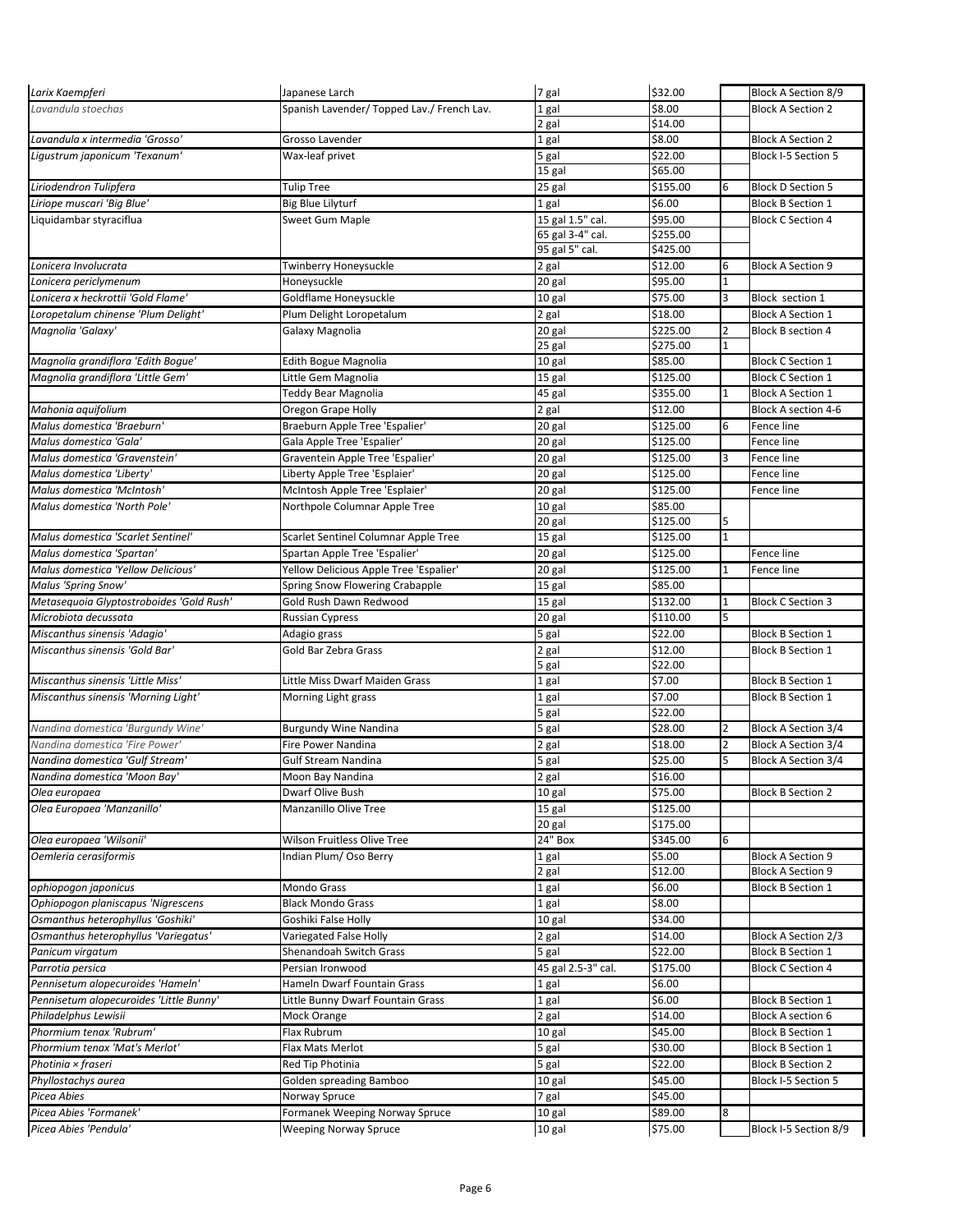| | | | | | |
|---|---|---|---|---|---|
| *Larix Kaempferi* | Japanese Larch | 7 gal | $32.00 | | Block A Section 8/9 |
| *Lavandula stoechas* | Spanish Lavender/ Topped Lav./ French Lav. | 1 gal | $8.00 | | Block A Section 2 |
| | | 2 gal | $14.00 | | |
| *Lavandula x intermedia 'Grosso'* | Grosso Lavender | 1 gal | $8.00 | | Block A Section 2 |
| *Ligustrum japonicum 'Texanum'* | Wax-leaf privet | 5 gal | $22.00 | | Block I-5 Section 5 |
| | | 15 gal | $65.00 | | |
| *Liriodendron Tulipfera* | Tulip Tree | 25 gal | $155.00 | 6 | Block D Section 5 |
| *Liriope muscari 'Big Blue'* | Big Blue Lilyturf | 1 gal | $6.00 | | Block B Section 1 |
| Liquidambar styraciflua | Sweet Gum Maple | 15 gal 1.5" cal. | $95.00 | | Block C Section 4 |
| | | 65 gal 3-4" cal. | $255.00 | | |
| | | 95 gal 5" cal. | $425.00 | | |
| *Lonicera Involucrata* | Twinberry Honeysuckle | 2 gal | $12.00 | 6 | Block A Section 9 |
| *Lonicera periclymenum* | Honeysuckle | 20 gal | $95.00 | 1 | |
| *Lonicera x heckrottii 'Gold Flame'* | Goldflame Honeysuckle | 10 gal | $75.00 | 3 | Block section 1 |
| *Loropetalum chinense 'Plum Delight'* | Plum Delight Loropetalum | 2 gal | $18.00 | | Block A Section 1 |
| *Magnolia 'Galaxy'* | Galaxy Magnolia | 20 gal | $225.00 | 2 | Block B section 4 |
| | | 25 gal | $275.00 | 1 | |
| *Magnolia grandiflora 'Edith Bogue'* | Edith Bogue Magnolia | 10 gal | $85.00 | | Block C Section 1 |
| *Magnolia grandiflora 'Little Gem'* | Little Gem Magnolia | 15 gal | $125.00 | | Block C Section 1 |
| | Teddy Bear Magnolia | 45 gal | $355.00 | 1 | Block A Section 1 |
| *Mahonia aquifolium* | Oregon Grape Holly | 2 gal | $12.00 | | Block A section 4-6 |
| *Malus domestica 'Braeburn'* | Braeburn Apple Tree 'Espalier' | 20 gal | $125.00 | 6 | Fence line |
| *Malus domestica 'Gala'* | Gala Apple Tree 'Espalier' | 20 gal | $125.00 | | Fence line |
| *Malus domestica 'Gravenstein'* | Graventein Apple Tree 'Espalier' | 20 gal | $125.00 | 3 | Fence line |
| *Malus domestica 'Liberty'* | Liberty Apple Tree 'Esplaier' | 20 gal | $125.00 | | Fence line |
| *Malus domestica 'McIntosh'* | McIntosh Apple Tree 'Esplaier' | 20 gal | $125.00 | | Fence line |
| *Malus domestica 'North Pole'* | Northpole Columnar Apple Tree | 10 gal | $85.00 | | |
| | | 20 gal | $125.00 | 5 | |
| *Malus domestica 'Scarlet Sentinel'* | Scarlet Sentinel Columnar Apple Tree | 15 gal | $125.00 | 1 | |
| *Malus domestica 'Spartan'* | Spartan Apple Tree 'Espalier' | 20 gal | $125.00 | | Fence line |
| *Malus domestica 'Yellow Delicious'* | Yellow Delicious Apple Tree 'Espalier' | 20 gal | $125.00 | 1 | Fence line |
| *Malus 'Spring Snow'* | Spring Snow Flowering Crabapple | 15 gal | $85.00 | | |
| *Metasequoia Glyptostroboides 'Gold Rush'* | Gold Rush Dawn Redwood | 15 gal | $132.00 | 1 | Block C Section 3 |
| *Microbiota decussata* | Russian Cypress | 20 gal | $110.00 | 5 | |
| *Miscanthus sinensis 'Adagio'* | Adagio grass | 5 gal | $22.00 | | Block B Section 1 |
| *Miscanthus sinensis 'Gold Bar'* | Gold Bar Zebra Grass | 2 gal | $12.00 | | Block B Section 1 |
| | | 5 gal | $22.00 | | |
| *Miscanthus sinensis 'Little Miss'* | Little Miss Dwarf Maiden Grass | 1 gal | $7.00 | | Block B Section 1 |
| *Miscanthus sinensis 'Morning Light'* | Morning Light grass | 1 gal | $7.00 | | Block B Section 1 |
| | | 5 gal | $22.00 | | |
| *Nandina domestica 'Burgundy Wine'* | Burgundy Wine Nandina | 5 gal | $28.00 | 2 | Block A Section 3/4 |
| *Nandina domestica 'Fire Power'* | Fire Power Nandina | 2 gal | $18.00 | 2 | Block A Section 3/4 |
| *Nandina domestica 'Gulf Stream'* | Gulf Stream Nandina | 5 gal | $25.00 | 5 | Block A Section 3/4 |
| *Nandina domestica 'Moon Bay'* | Moon Bay Nandina | 2 gal | $16.00 | | |
| *Olea europaea* | Dwarf Olive Bush | 10 gal | $75.00 | | Block B Section 2 |
| *Olea Europaea 'Manzanillo'* | Manzanillo Olive Tree | 15 gal | $125.00 | | |
| | | 20 gal | $175.00 | | |
| *Olea europaea 'Wilsonii'* | Wilson Fruitless Olive Tree | 24" Box | $345.00 | 6 | |
| *Oemleria cerasiformis* | Indian Plum/ Oso Berry | 1 gal | $5.00 | | Block A Section 9 |
| | | 2 gal | $12.00 | | Block A Section 9 |
| *ophiopogon japonicus* | Mondo Grass | 1 gal | $6.00 | | Block B Section 1 |
| *Ophiopogon planiscapus 'Nigrescens* | Black Mondo Grass | 1 gal | $8.00 | | |
| *Osmanthus heterophyllus 'Goshiki'* | Goshiki False Holly | 10 gal | $34.00 | | |
| *Osmanthus heterophyllus 'Variegatus'* | Variegated False Holly | 2 gal | $14.00 | | Block A Section 2/3 |
| *Panicum virgatum* | Shenandoah Switch Grass | 5 gal | $22.00 | | Block B Section 1 |
| *Parrotia persica* | Persian Ironwood | 45 gal 2.5-3" cal. | $175.00 | | Block C Section 4 |
| *Pennisetum alopecuroides 'Hameln'* | Hameln Dwarf Fountain Grass | 1 gal | $6.00 | | |
| *Pennisetum alopecuroides 'Little Bunny'* | Little Bunny Dwarf Fountain Grass | 1 gal | $6.00 | | Block B Section 1 |
| *Philadelphus Lewisii* | Mock Orange | 2 gal | $14.00 | | Block A section 6 |
| *Phormium tenax 'Rubrum'* | Flax Rubrum | 10 gal | $45.00 | | Block B Section 1 |
| *Phormium tenax 'Mat's Merlot'* | Flax Mats Merlot | 5 gal | $30.00 | | Block B Section 1 |
| *Photinia × fraseri* | Red Tip Photinia | 5 gal | $22.00 | | Block B Section 2 |
| *Phyllostachys aurea* | Golden spreading Bamboo | 10 gal | $45.00 | | Block I-5 Section 5 |
| *Picea Abies* | Norway Spruce | 7 gal | $45.00 | | |
| *Picea Abies 'Formanek'* | Formanek Weeping Norway Spruce | 10 gal | $89.00 | 8 | |
| *Picea Abies 'Pendula'* | Weeping Norway Spruce | 10 gal | $75.00 | | Block I-5 Section 8/9 |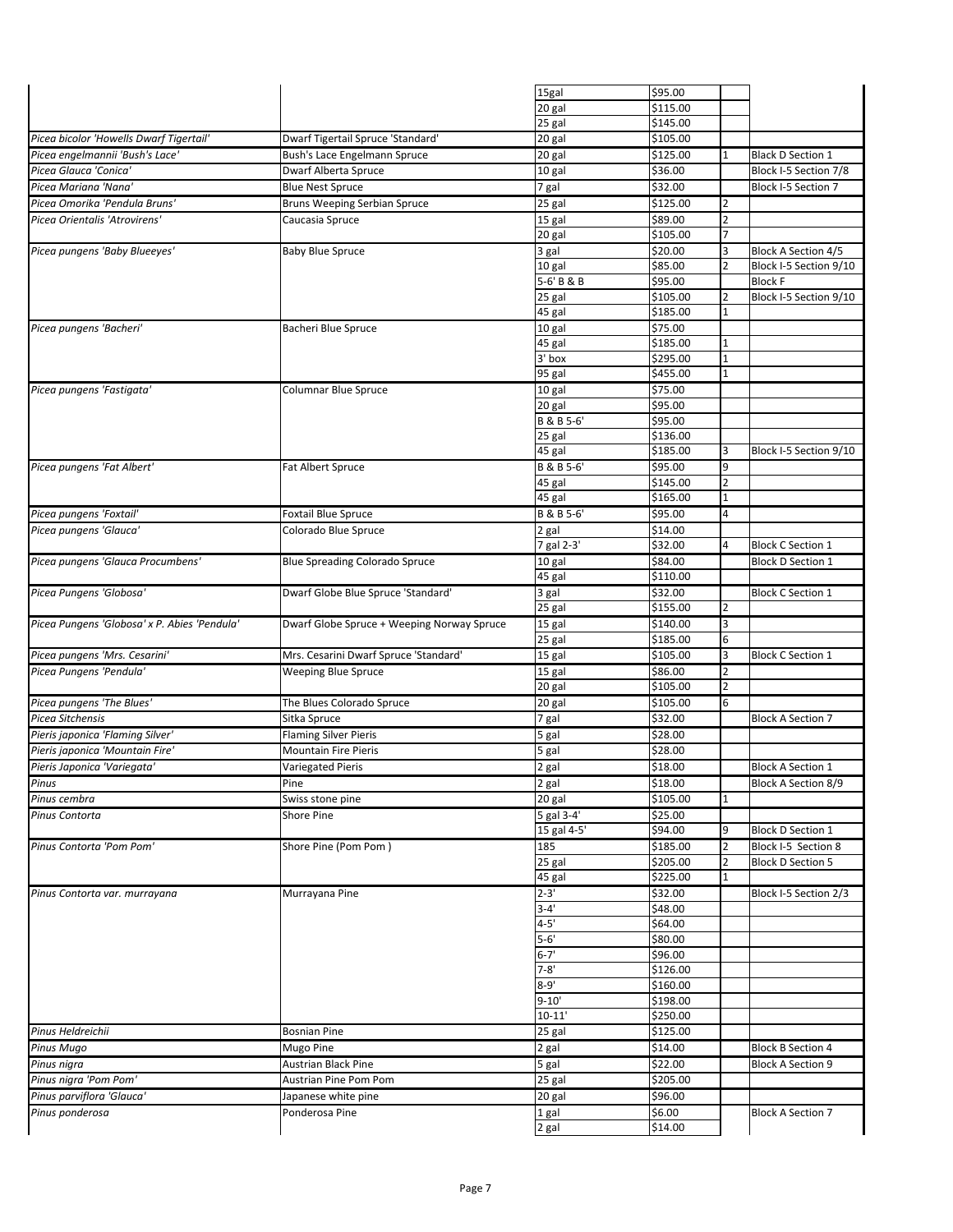| | | | | | |
|---|---|---|---|---|---|
| | | 15gal | \$95.00 | | |
| | | 20 gal | \$115.00 | | |
| | | 25 gal | \$145.00 | | |
| *Picea bicolor 'Howells Dwarf Tigertail'* | Dwarf Tigertail Spruce 'Standard' | 20 gal | \$105.00 | | |
| *Picea engelmannii 'Bush's Lace'* | Bush's Lace Engelmann Spruce | 20 gal | \$125.00 | 1 | Black D Section 1 |
| *Picea Glauca 'Conica'* | Dwarf Alberta Spruce | 10 gal | \$36.00 | | Block I-5 Section 7/8 |
| *Picea Mariana 'Nana'* | Blue Nest Spruce | 7 gal | \$32.00 | | Block I-5 Section 7 |
| *Picea Omorika 'Pendula Bruns'* | Bruns Weeping Serbian Spruce | 25 gal | \$125.00 | 2 | |
| *Picea Orientalis 'Atrovirens'* | Caucasia Spruce | 15 gal | \$89.00 | 2 | |
| | | 20 gal | \$105.00 | 7 | |
| *Picea pungens 'Baby Blueeyes'* | Baby Blue Spruce | 3 gal | \$20.00 | 3 | Block A Section 4/5 |
| | | 10 gal | \$85.00 | 2 | Block I-5 Section 9/10 |
| | | 5-6' B & B | \$95.00 | | Block F |
| | | 25 gal | \$105.00 | 2 | Block I-5 Section 9/10 |
| | | 45 gal | \$185.00 | 1 | |
| *Picea pungens 'Bacheri'* | Bacheri Blue Spruce | 10 gal | \$75.00 | | |
| | | 45 gal | \$185.00 | 1 | |
| | | 3' box | \$295.00 | 1 | |
| | | 95 gal | \$455.00 | 1 | |
| *Picea pungens 'Fastigata'* | Columnar Blue Spruce | 10 gal | \$75.00 | | |
| | | 20 gal | \$95.00 | | |
| | | B & B 5-6' | \$95.00 | | |
| | | 25 gal | \$136.00 | | |
| | | 45 gal | \$185.00 | 3 | Block I-5 Section 9/10 |
| *Picea pungens 'Fat Albert'* | Fat Albert Spruce | B & B 5-6' | \$95.00 | 9 | |
| | | 45 gal | \$145.00 | 2 | |
| | | 45 gal | \$165.00 | 1 | |
| *Picea pungens 'Foxtail'* | Foxtail Blue Spruce | B & B 5-6' | \$95.00 | 4 | |
| *Picea pungens 'Glauca'* | Colorado Blue Spruce | 2 gal | \$14.00 | | |
| | | 7 gal 2-3' | \$32.00 | 4 | Block C Section 1 |
| *Picea pungens 'Glauca Procumbens'* | Blue Spreading Colorado Spruce | 10 gal | \$84.00 | | Block D Section 1 |
| | | 45 gal | \$110.00 | | |
| *Picea Pungens 'Globosa'* | Dwarf Globe Blue Spruce 'Standard' | 3 gal | \$32.00 | | Block C Section 1 |
| | | 25 gal | \$155.00 | 2 | |
| *Picea Pungens 'Globosa' x P. Abies 'Pendula'* | Dwarf Globe Spruce + Weeping Norway Spruce | 15 gal | \$140.00 | 3 | |
| | | 25 gal | \$185.00 | 6 | |
| *Picea pungens 'Mrs. Cesarini'* | Mrs. Cesarini Dwarf Spruce 'Standard' | 15 gal | \$105.00 | 3 | Block C Section 1 |
| *Picea Pungens 'Pendula'* | Weeping Blue Spruce | 15 gal | \$86.00 | 2 | |
| | | 20 gal | \$105.00 | 2 | |
| *Picea pungens 'The Blues'* | The Blues Colorado Spruce | 20 gal | \$105.00 | 6 | |
| *Picea Sitchensis* | Sitka Spruce | 7 gal | \$32.00 | | Block A Section 7 |
| *Pieris japonica 'Flaming Silver'* | Flaming Silver Pieris | 5 gal | \$28.00 | | |
| *Pieris japonica 'Mountain Fire'* | Mountain Fire Pieris | 5 gal | \$28.00 | | |
| *Pieris Japonica 'Variegata'* | Variegated Pieris | 2 gal | \$18.00 | | Block A Section 1 |
| *Pinus* | Pine | 2 gal | \$18.00 | | Block A Section 8/9 |
| *Pinus cembra* | Swiss stone pine | 20 gal | \$105.00 | 1 | |
| *Pinus Contorta* | Shore Pine | 5 gal 3-4' | \$25.00 | | |
| | | 15 gal 4-5' | \$94.00 | 9 | Block D Section 1 |
| *Pinus Contorta 'Pom Pom'* | Shore Pine (Pom Pom ) | 185 | \$185.00 | 2 | Block I-5 Section 8 |
| | | 25 gal | \$205.00 | 2 | Block D Section 5 |
| | | 45 gal | \$225.00 | 1 | |
| *Pinus Contorta var. murrayana* | Murrayana Pine | 2-3' | \$32.00 | | Block I-5 Section 2/3 |
| | | 3-4' | \$48.00 | | |
| | | 4-5' | \$64.00 | | |
| | | 5-6' | \$80.00 | | |
| | | 6-7' | \$96.00 | | |
| | | 7-8' | \$126.00 | | |
| | | 8-9' | \$160.00 | | |
| | | 9-10' | \$198.00 | | |
| | | 10-11' | \$250.00 | | |
| *Pinus Heldreichii* | Bosnian Pine | 25 gal | \$125.00 | | |
| *Pinus Mugo* | Mugo Pine | 2 gal | \$14.00 | | Block B Section 4 |
| *Pinus nigra* | Austrian Black Pine | 5 gal | \$22.00 | | Block A Section 9 |
| *Pinus nigra 'Pom Pom'* | Austrian Pine Pom Pom | 25 gal | \$205.00 | | |
| *Pinus parviflora 'Glauca'* | Japanese white pine | 20 gal | \$96.00 | | |
| *Pinus ponderosa* | Ponderosa Pine | 1 gal | \$6.00 | | Block A Section 7 |
| | | 2 gal | \$14.00 | | |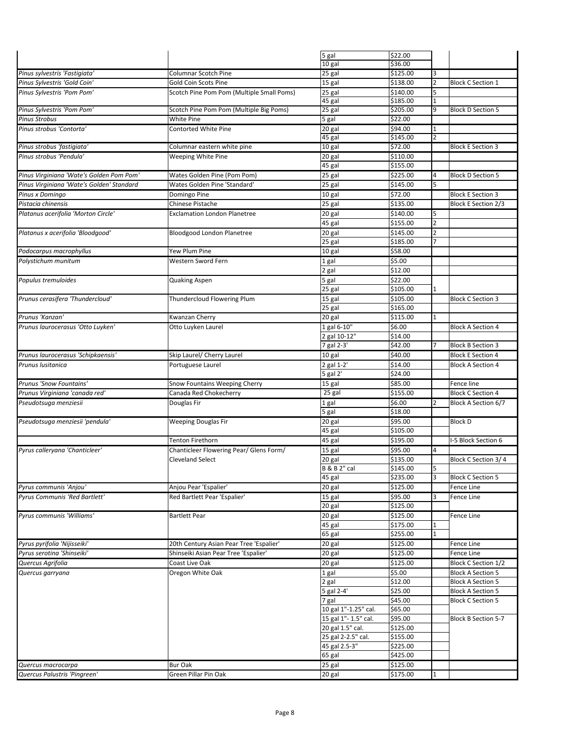| | | | | | |
|---|---|---|---|---|---|
| | | 5 gal | \$22.00 | | |
| | | 10 gal | \$36.00 | | |
| *Pinus sylvestris 'Fastigiata'* | Columnar Scotch Pine | 25 gal | \$125.00 | 3 | |
| *Pinus Sylvestris 'Gold Coin'* | Gold Coin Scots Pine | 15 gal | \$138.00 | 2 | Block C Section 1 |
| *Pinus Sylvestris 'Pom Pom'* | Scotch Pine Pom Pom (Multiple Small Poms) | 25 gal | \$140.00 | 5 | |
| | | 45 gal | \$185.00 | 1 | |
| *Pinus Sylvestris 'Pom Pom'* | Scotch Pine Pom Pom (Multiple Big Poms) | 25 gal | \$205.00 | 9 | Block D Section 5 |
| *Pinus Strobus* | White Pine | 5 gal | \$22.00 | | |
| *Pinus strobus 'Contorta'* | Contorted White Pine | 20 gal | \$94.00 | 1 | |
| | | 45 gal | \$145.00 | 2 | |
| *Pinus strobus 'fastigiata'* | Columnar eastern white pine | 10 gal | \$72.00 | | Block E Section 3 |
| *Pinus strobus 'Pendula'* | Weeping White Pine | 20 gal | \$110.00 | | |
| | | 45 gal | \$155.00 | | |
| *Pinus Virginiana 'Wate's Golden Pom Pom'* | Wates Golden Pine (Pom Pom) | 25 gal | \$225.00 | 4 | Block D Section 5 |
| *Pinus Virginiana 'Wate's Golden' Standard* | Wates Golden Pine 'Standard' | 25 gal | \$145.00 | 5 | |
| *Pinus x Domingo* | Domingo Pine | 10 gal | \$72.00 | | Block E Section 3 |
| *Pistacia chinensis* | Chinese Pistache | 25 gal | \$135.00 | | Block E Section 2/3 |
| *Platanus acerifolia 'Morton Circle'* | Exclamation London Planetree | 20 gal | \$140.00 | 5 | |
| | | 45 gal | \$155.00 | 2 | |
| *Platanus x acerifolia 'Bloodgood'* | Bloodgood London Planetree | 20 gal | \$145.00 | 2 | |
| | | 25 gal | \$185.00 | 7 | |
| *Podocarpus macrophyllus* | Yew Plum Pine | 10 gal | \$58.00 | | |
| *Polystichum munitum* | Western Sword Fern | 1 gal | \$5.00 | | |
| | | 2 gal | \$12.00 | | |
| *Populus tremuloides* | Quaking Aspen | 5 gal | \$22.00 | | |
| | | 25 gal | \$105.00 | 1 | |
| *Prunus cerasifera 'Thundercloud'* | Thundercloud Flowering Plum | 15 gal | \$105.00 | | Block C Section 3 |
| | | 25 gal | \$165.00 | | |
| *Prunus 'Kanzan'* | Kwanzan Cherry | 20 gal | \$115.00 | 1 | |
| *Prunus laurocerasus 'Otto Luyken'* | Otto Luyken Laurel | 1 gal 6-10" | \$6.00 | | Block A Section 4 |
| | | 2 gal 10-12" | \$14.00 | | |
| | | 7 gal 2-3' | \$42.00 | 7 | Block B Section 3 |
| *Prunus laurocerasus 'Schipkaensis'* | Skip Laurel/ Cherry Laurel | 10 gal | \$40.00 | | Block E Section 4 |
| *Prunus lusitanica* | Portuguese Laurel | 2 gal 1-2' | \$14.00 | | Block A Section 4 |
| | | 5 gal 2' | \$24.00 | | |
| *Prunus 'Snow Fountains'* | Snow Fountains Weeping Cherry | 15 gal | \$85.00 | | Fence line |
| *Prunus Virginiana 'canada red'* | Canada Red Chokecherry | 25 gal | \$155.00 | | Block C Section 4 |
| *Pseudotsuga menziesii* | Douglas Fir | 1 gal | \$6.00 | 2 | Block A Section 6/7 |
| | | 5 gal | \$18.00 | | |
| *Pseudotsuga menziesii 'pendula'* | Weeping Douglas Fir | 20 gal | \$95.00 | | Block D |
| | | 45 gal | \$105.00 | | |
| | Tenton Firethorn | 45 gal | \$195.00 | | I-5 Block Section 6 |
| *Pyrus calleryana 'Chanticleer'* | Chanticleer Flowering Pear/ Glens Form/ Cleveland Select | 15 gal | \$95.00 | 4 | |
| | | 20 gal | \$135.00 | | Block C Section 3/ 4 |
| | | B & B 2" cal | \$145.00 | 5 | |
| | | 45 gal | \$235.00 | 3 | Block C Section 5 |
| *Pyrus communis 'Anjou'* | Anjou Pear 'Espalier' | 20 gal | \$125.00 | | Fence Line |
| *Pyrus Communis 'Red Bartlett'* | Red Bartlett Pear 'Espalier' | 15 gal | \$95.00 | 3 | Fence Line |
| | | 20 gal | \$125.00 | | |
| *Pyrus communis 'Williams'* | Bartlett Pear | 20 gal | \$125.00 | | Fence Line |
| | | 45 gal | \$175.00 | 1 | |
| | | 65 gal | \$255.00 | 1 | |
| *Pyrus pyrifolia 'Nijisseiki'* | 20th Century Asian Pear Tree 'Espalier' | 20 gal | \$125.00 | | Fence Line |
| *Pyrus serotina 'Shinseiki'* | Shinseiki Asian Pear Tree 'Espalier' | 20 gal | \$125.00 | | Fence Line |
| *Quercus Agrifolia* | Coast Live Oak | 20 gal | \$125.00 | | Block C Section 1/2 |
| *Quercus garryana* | Oregon White Oak | 1 gal | \$5.00 | | Block A Section 5 |
| | | 2 gal | \$12.00 | | Block A Section 5 |
| | | 5 gal 2-4' | \$25.00 | | Block A Section 5 |
| | | 7 gal | \$45.00 | | Block C Section 5 |
| | | 10 gal 1"-1.25" cal. | \$65.00 | | |
| | | 15 gal 1"- 1.5" cal. | \$95.00 | | Block B Section 5-7 |
| | | 20 gal 1.5" cal. | \$125.00 | | |
| | | 25 gal 2-2.5" cal. | \$155.00 | | |
| | | 45 gal 2.5-3" | \$225.00 | | |
| | | 65 gal | \$425.00 | | |
| *Quercus macrocarpa* | Bur Oak | 25 gal | \$125.00 | | |
| *Quercus Palustris 'Pingreen'* | Green Pillar Pin Oak | 20 gal | \$175.00 | 1 | |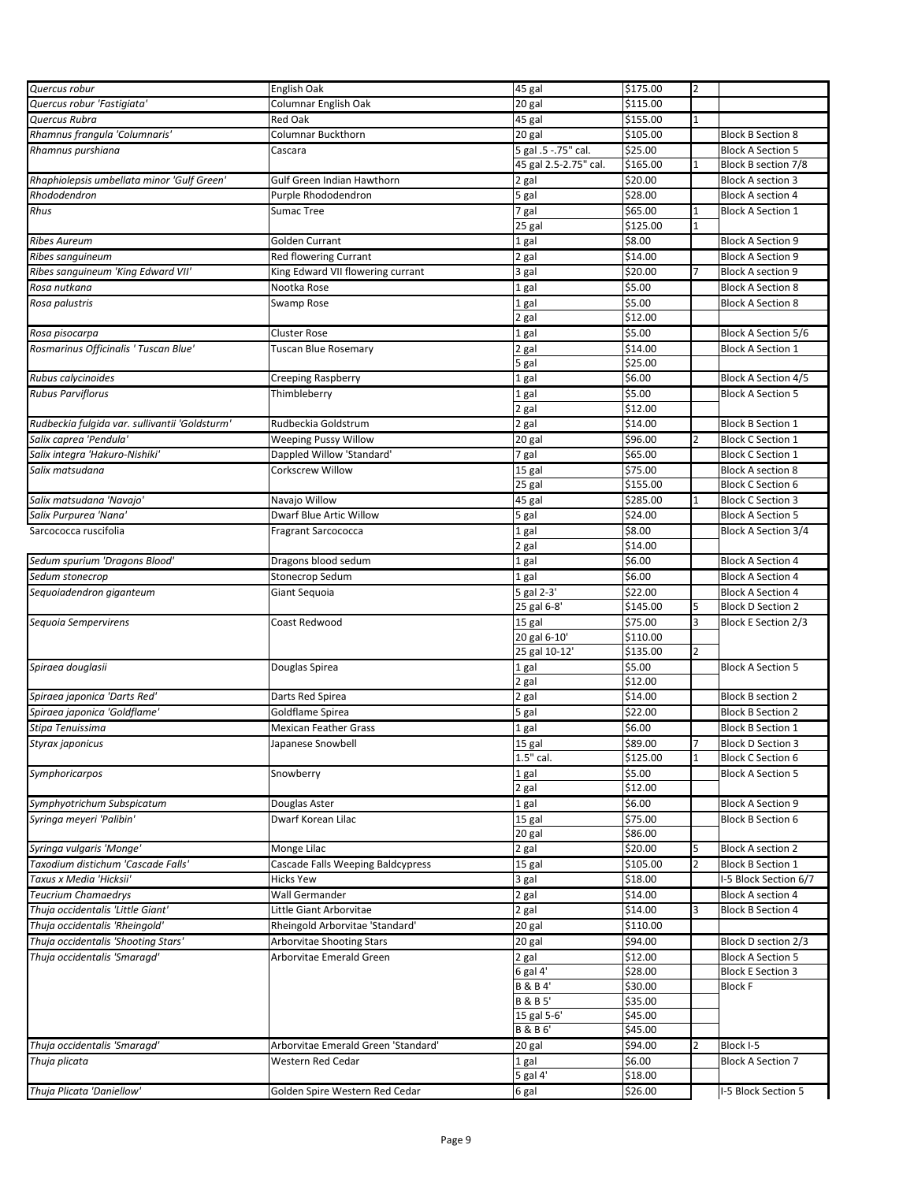| | | | | | |
|---|---|---|---|---|---|
| *Quercus robur* | English Oak | 45 gal | $175.00 | 2 | |
| *Quercus robur 'Fastigiata'* | Columnar English Oak | 20 gal | $115.00 | | |
| *Quercus Rubra* | Red Oak | 45 gal | $155.00 | 1 | |
| *Rhamnus frangula 'Columnaris'* | Columnar Buckthorn | 20 gal | $105.00 | | Block B Section 8 |
| *Rhamnus purshiana* | Cascara | 5 gal .5 -.75" cal. | $25.00 | | Block A Section 5 |
| | | 45 gal 2.5-2.75" cal. | $165.00 | 1 | Block B section 7/8 |
| *Rhaphiolepsis umbellata minor 'Gulf Green'* | Gulf Green Indian Hawthorn | 2 gal | $20.00 | | Block A section 3 |
| *Rhododendron* | Purple Rhododendron | 5 gal | $28.00 | | Block A section 4 |
| *Rhus* | Sumac Tree | 7 gal | $65.00 | 1 | Block A Section 1 |
| | | 25 gal | $125.00 | 1 | |
| *Ribes Aureum* | Golden Currant | 1 gal | $8.00 | | Block A Section 9 |
| *Ribes sanguineum* | Red flowering Currant | 2 gal | $14.00 | | Block A Section 9 |
| *Ribes sanguineum 'King Edward VII'* | King Edward VII flowering currant | 3 gal | $20.00 | 7 | Block A section 9 |
| *Rosa nutkana* | Nootka Rose | 1 gal | $5.00 | | Block A Section 8 |
| *Rosa palustris* | Swamp Rose | 1 gal | $5.00 | | Block A Section 8 |
| | | 2 gal | $12.00 | | |
| *Rosa pisocarpa* | Cluster Rose | 1 gal | $5.00 | | Block A Section 5/6 |
| *Rosmarinus Officinalis ' Tuscan Blue'* | Tuscan Blue Rosemary | 2 gal | $14.00 | | Block A Section 1 |
| | | 5 gal | $25.00 | | |
| *Rubus calycinoides* | Creeping Raspberry | 1 gal | $6.00 | | Block A Section 4/5 |
| *Rubus Parviflorus* | Thimbleberry | 1 gal | $5.00 | | Block A Section 5 |
| | | 2 gal | $12.00 | | |
| *Rudbeckia fulgida var. sullivantii 'Goldsturm'* | Rudbeckia Goldstrum | 2 gal | $14.00 | | Block B Section 1 |
| *Salix caprea 'Pendula'* | Weeping Pussy Willow | 20 gal | $96.00 | 2 | Block C Section 1 |
| *Salix integra 'Hakuro-Nishiki'* | Dappled Willow 'Standard' | 7 gal | $65.00 | | Block C Section 1 |
| *Salix matsudana* | Corkscrew Willow | 15 gal | $75.00 | | Block A section 8 |
| | | 25 gal | $155.00 | | Block C Section 6 |
| *Salix matsudana 'Navajo'* | Navajo Willow | 45 gal | $285.00 | 1 | Block C Section 3 |
| *Salix Purpurea 'Nana'* | Dwarf Blue Artic Willow | 5 gal | $24.00 | | Block A Section 5 |
| Sarcococca ruscifolia | Fragrant Sarcococca | 1 gal | $8.00 | | Block A Section 3/4 |
| | | 2 gal | $14.00 | | |
| *Sedum spurium 'Dragons Blood'* | Dragons blood sedum | 1 gal | $6.00 | | Block A Section 4 |
| *Sedum stonecrop* | Stonecrop Sedum | 1 gal | $6.00 | | Block A Section 4 |
| *Sequoiadendron giganteum* | Giant Sequoia | 5 gal 2-3' | $22.00 | | Block A Section 4 |
| | | 25 gal 6-8' | $145.00 | 5 | Block D Section 2 |
| *Sequoia Sempervirens* | Coast Redwood | 15 gal | $75.00 | 3 | Block E Section 2/3 |
| | | 20 gal 6-10' | $110.00 | | |
| | | 25 gal 10-12' | $135.00 | 2 | |
| *Spiraea douglasii* | Douglas Spirea | 1 gal | $5.00 | | Block A Section 5 |
| | | 2 gal | $12.00 | | |
| *Spiraea japonica 'Darts Red'* | Darts Red Spirea | 2 gal | $14.00 | | Block B section 2 |
| *Spiraea japonica 'Goldflame'* | Goldflame Spirea | 5 gal | $22.00 | | Block B Section 2 |
| *Stipa Tenuissima* | Mexican Feather Grass | 1 gal | $6.00 | | Block B Section 1 |
| *Styrax japonicus* | Japanese Snowbell | 15 gal | $89.00 | 7 | Block D Section 3 |
| | | 1.5" cal. | $125.00 | 1 | Block C Section 6 |
| *Symphoricarpos* | Snowberry | 1 gal | $5.00 | | Block A Section 5 |
| | | 2 gal | $12.00 | | |
| *Symphyotrichum Subspicatum* | Douglas Aster | 1 gal | $6.00 | | Block A Section 9 |
| *Syringa meyeri 'Palibin'* | Dwarf Korean Lilac | 15 gal | $75.00 | | Block B Section 6 |
| | | 20 gal | $86.00 | | |
| *Syringa vulgaris 'Monge'* | Monge Lilac | 2 gal | $20.00 | 5 | Block A section 2 |
| *Taxodium distichum 'Cascade Falls'* | Cascade Falls Weeping Baldcypress | 15 gal | $105.00 | 2 | Block B Section 1 |
| *Taxus x Media 'Hicksii'* | Hicks Yew | 3 gal | $18.00 | | I-5 Block Section 6/7 |
| *Teucrium Chamaedrys* | Wall Germander | 2 gal | $14.00 | | Block A section 4 |
| *Thuja occidentalis 'Little Giant'* | Little Giant Arborvitae | 2 gal | $14.00 | 3 | Block B Section 4 |
| *Thuja occidentalis 'Rheingold'* | Rheingold Arborvitae 'Standard' | 20 gal | $110.00 | | |
| *Thuja occidentalis 'Shooting Stars'* | Arborvitae Shooting Stars | 20 gal | $94.00 | | Block D section 2/3 |
| *Thuja occidentalis 'Smaragd'* | Arborvitae Emerald Green | 2 gal | $12.00 | | Block A Section 5 |
| | | 6 gal 4' | $28.00 | | Block E Section 3 |
| | | B & B 4' | $30.00 | | Block F |
| | | B & B 5' | $35.00 | | |
| | | 15 gal 5-6' | $45.00 | | |
| | | B & B 6' | $45.00 | | |
| *Thuja occidentalis 'Smaragd'* | Arborvitae Emerald Green 'Standard' | 20 gal | $94.00 | 2 | Block I-5 |
| *Thuja plicata* | Western Red Cedar | 1 gal | $6.00 | | Block A Section 7 |
| | | 5 gal 4' | $18.00 | | |
| *Thuja Plicata 'Daniellow'* | Golden Spire Western Red Cedar | 6 gal | $26.00 | | I-5 Block Section 5 |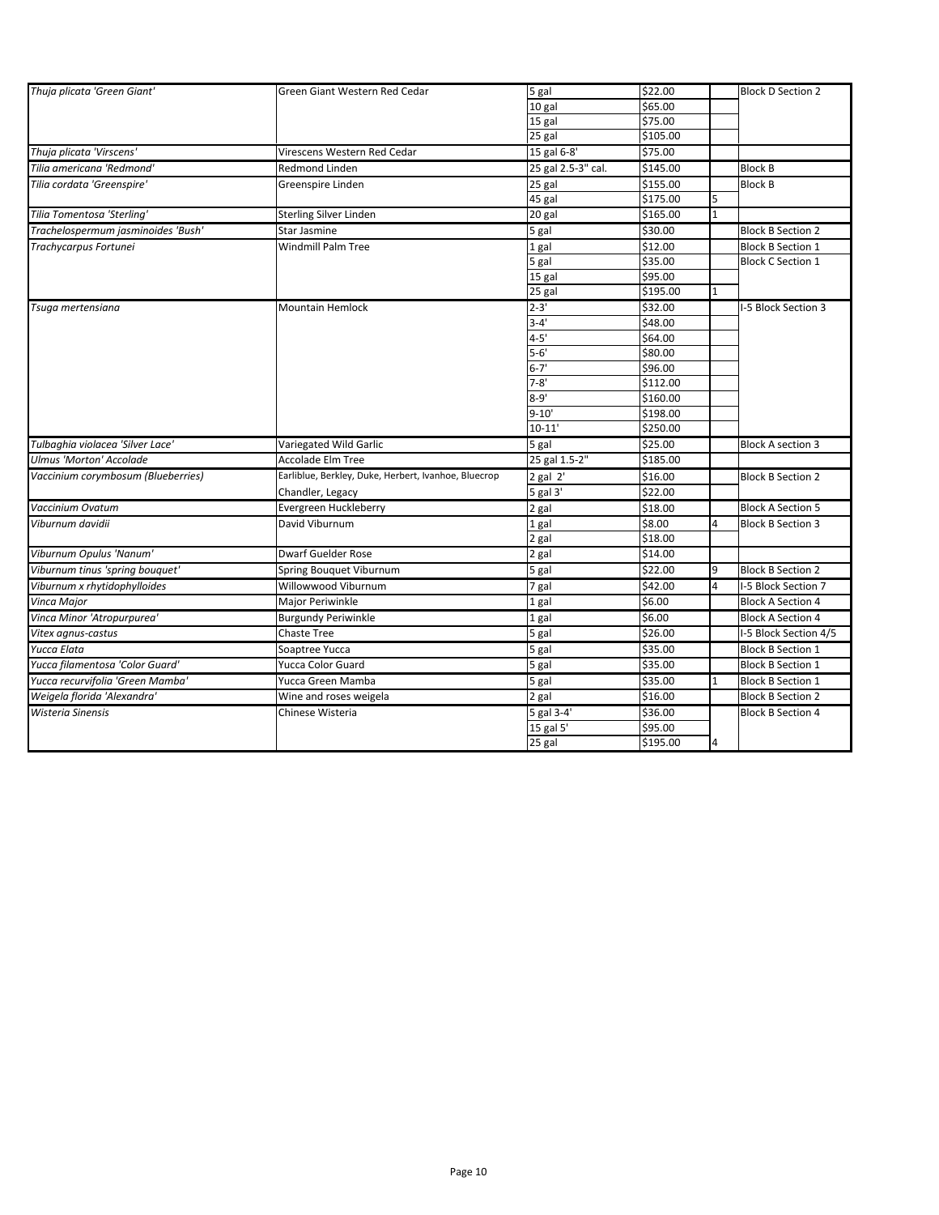| | | | | | |
|---|---|---|---|---|---|
| *Thuja plicata 'Green Giant'* | Green Giant Western Red Cedar | 5 gal | $22.00 | | Block D Section 2 |
| | | 10 gal | $65.00 | | |
| | | 15 gal | $75.00 | | |
| | | 25 gal | $105.00 | | |
| *Thuja plicata 'Virscens'* | Virescens Western Red Cedar | 15 gal 6-8' | $75.00 | | |
| *Tilia americana 'Redmond'* | Redmond Linden | 25 gal 2.5-3" cal. | $145.00 | | Block B |
| *Tilia cordata 'Greenspire'* | Greenspire Linden | 25 gal | $155.00 | | Block B |
| | | 45 gal | $175.00 | 5 | |
| *Tilia Tomentosa 'Sterling'* | Sterling Silver Linden | 20 gal | $165.00 | 1 | |
| *Trachelospermum jasminoides 'Bush'* | Star Jasmine | 5 gal | $30.00 | | Block B Section 2 |
| *Trachycarpus Fortunei* | Windmill Palm Tree | 1 gal | $12.00 | | Block B Section 1 |
| | | 5 gal | $35.00 | | Block C Section 1 |
| | | 15 gal | $95.00 | | |
| | | 25 gal | $195.00 | 1 | |
| *Tsuga mertensiana* | Mountain Hemlock | 2-3' | $32.00 | | I-5 Block Section 3 |
| | | 3-4' | $48.00 | | |
| | | 4-5' | $64.00 | | |
| | | 5-6' | $80.00 | | |
| | | 6-7' | $96.00 | | |
| | | 7-8' | $112.00 | | |
| | | 8-9' | $160.00 | | |
| | | 9-10' | $198.00 | | |
| | | 10-11' | $250.00 | | |
| *Tulbaghia violacea 'Silver Lace'* | Variegated Wild Garlic | 5 gal | $25.00 | | Block A section 3 |
| *Ulmus 'Morton' Accolade* | Accolade Elm Tree | 25 gal 1.5-2" | $185.00 | | |
| *Vaccinium corymbosum (Blueberries)* | Earliblue, Berkley, Duke, Herbert, Ivanhoe, Bluecrop | 2 gal 2' | $16.00 | | Block B Section 2 |
| | Chandler, Legacy | 5 gal 3' | $22.00 | | |
| *Vaccinium Ovatum* | Evergreen Huckleberry | 2 gal | $18.00 | | Block A Section 5 |
| *Viburnum davidii* | David Viburnum | 1 gal | $8.00 | 4 | Block B Section 3 |
| | | 2 gal | $18.00 | | |
| *Viburnum Opulus 'Nanum'* | Dwarf Guelder Rose | 2 gal | $14.00 | | |
| *Viburnum tinus 'spring bouquet'* | Spring Bouquet Viburnum | 5 gal | $22.00 | 9 | Block B Section 2 |
| *Viburnum x rhytidophylloides* | Willowwood Viburnum | 7 gal | $42.00 | 4 | I-5 Block Section 7 |
| *Vinca Major* | Major Periwinkle | 1 gal | $6.00 | | Block A Section 4 |
| *Vinca Minor 'Atropurpurea'* | Burgundy Periwinkle | 1 gal | $6.00 | | Block A Section 4 |
| *Vitex agnus-castus* | Chaste Tree | 5 gal | $26.00 | | I-5 Block Section 4/5 |
| *Yucca Elata* | Soaptree Yucca | 5 gal | $35.00 | | Block B Section 1 |
| *Yucca filamentosa 'Color Guard'* | Yucca Color Guard | 5 gal | $35.00 | | Block B Section 1 |
| *Yucca recurvifolia 'Green Mamba'* | Yucca Green Mamba | 5 gal | $35.00 | 1 | Block B Section 1 |
| *Weigela florida 'Alexandra'* | Wine and roses weigela | 2 gal | $16.00 | | Block B Section 2 |
| *Wisteria Sinensis* | Chinese Wisteria | 5 gal 3-4' | $36.00 | | Block B Section 4 |
| | | 15 gal 5' | $95.00 | | |
| | | 25 gal | $195.00 | 4 | |